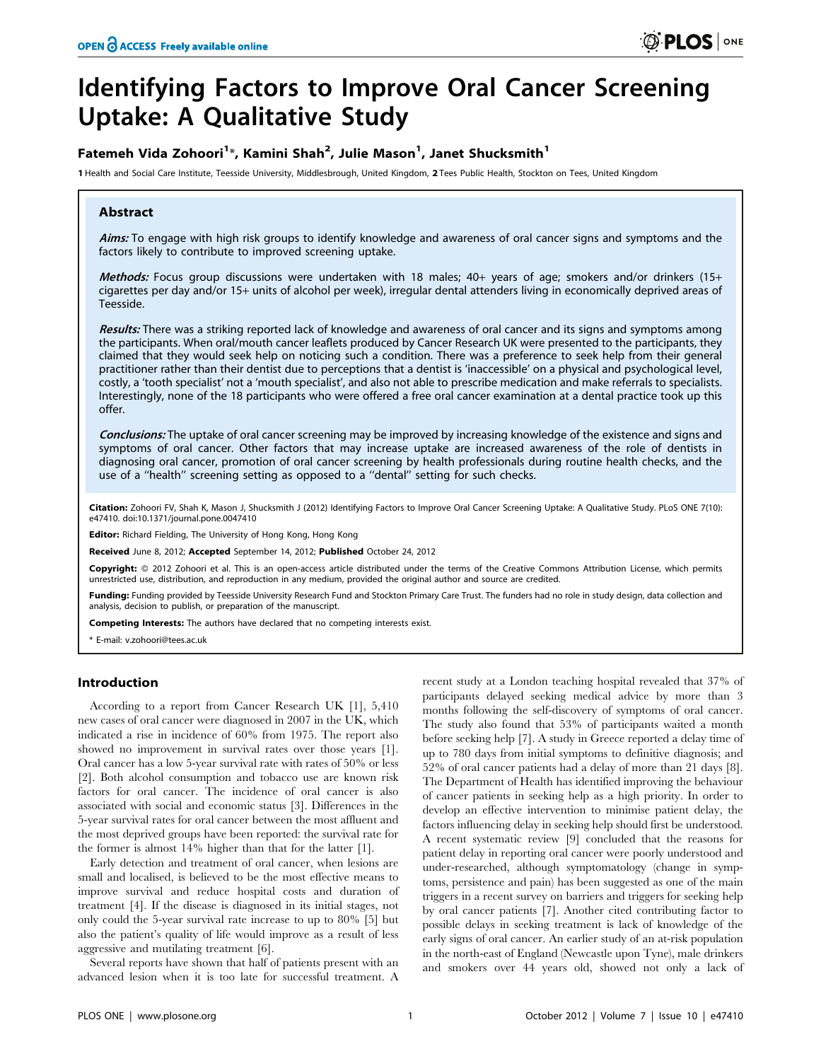# Identifying Factors to Improve Oral Cancer Screening Uptake: A Qualitative Study

**Fatemeh Vida Zohoori[1]*, Kamini Shah[2], Julie Mason[1], Janet Shucksmith[1]**

1 Health and Social Care Institute, Teesside University, Middlesbrough, United Kingdom, 2 Tees Public Health, Stockton on Tees, United Kingdom

## Abstract

***Aims:*** To engage with high risk groups to identify knowledge and awareness of oral cancer signs and symptoms and the factors likely to contribute to improved screening uptake.

***Methods:*** Focus group discussions were undertaken with 18 males; 40+ years of age; smokers and/or drinkers (15+ cigarettes per day and/or 15+ units of alcohol per week), irregular dental attenders living in economically deprived areas of Teesside.

***Results:*** There was a striking reported lack of knowledge and awareness of oral cancer and its signs and symptoms among the participants. When oral/mouth cancer leaflets produced by Cancer Research UK were presented to the participants, they claimed that they would seek help on noticing such a condition. There was a preference to seek help from their general practitioner rather than their dentist due to perceptions that a dentist is 'inaccessible' on a physical and psychological level, costly, a 'tooth specialist' not a 'mouth specialist', and also not able to prescribe medication and make referrals to specialists. Interestingly, none of the 18 participants who were offered a free oral cancer examination at a dental practice took up this offer.

***Conclusions:*** The uptake of oral cancer screening may be improved by increasing knowledge of the existence and signs and symptoms of oral cancer. Other factors that may increase uptake are increased awareness of the role of dentists in diagnosing oral cancer, promotion of oral cancer screening by health professionals during routine health checks, and the use of a ''health'' screening setting as opposed to a ''dental'' setting for such checks.

**Citation:** Zohoori FV, Shah K, Mason J, Shucksmith J (2012) Identifying Factors to Improve Oral Cancer Screening Uptake: A Qualitative Study. PLoS ONE 7(10): e47410. doi:10.1371/journal.pone.0047410

**Editor:** Richard Fielding, The University of Hong Kong, Hong Kong

**Received** June 8, 2012; **Accepted** September 14, 2012; **Published** October 24, 2012

**Copyright:** © 2012 Zohoori et al. This is an open-access article distributed under the terms of the Creative Commons Attribution License, which permits unrestricted use, distribution, and reproduction in any medium, provided the original author and source are credited.

**Funding:** Funding provided by Teesside University Research Fund and Stockton Primary Care Trust. The funders had no role in study design, data collection and analysis, decision to publish, or preparation of the manuscript.

**Competing Interests:** The authors have declared that no competing interests exist.

* E-mail: v.zohoori@tees.ac.uk

## Introduction

According to a report from Cancer Research UK [1], 5,410 new cases of oral cancer were diagnosed in 2007 in the UK, which indicated a rise in incidence of 60% from 1975. The report also showed no improvement in survival rates over those years [1]. Oral cancer has a low 5-year survival rate with rates of 50% or less [2]. Both alcohol consumption and tobacco use are known risk factors for oral cancer. The incidence of oral cancer is also associated with social and economic status [3]. Differences in the 5-year survival rates for oral cancer between the most affluent and the most deprived groups have been reported: the survival rate for the former is almost 14% higher than that for the latter [1].

Early detection and treatment of oral cancer, when lesions are small and localised, is believed to be the most effective means to improve survival and reduce hospital costs and duration of treatment [4]. If the disease is diagnosed in its initial stages, not only could the 5-year survival rate increase to up to 80% [5] but also the patient's quality of life would improve as a result of less aggressive and mutilating treatment [6].

Several reports have shown that half of patients present with an advanced lesion when it is too late for successful treatment. A recent study at a London teaching hospital revealed that 37% of participants delayed seeking medical advice by more than 3 months following the self-discovery of symptoms of oral cancer. The study also found that 53% of participants waited a month before seeking help [7]. A study in Greece reported a delay time of up to 780 days from initial symptoms to definitive diagnosis; and 52% of oral cancer patients had a delay of more than 21 days [8]. The Department of Health has identified improving the behaviour of cancer patients in seeking help as a high priority. In order to develop an effective intervention to minimise patient delay, the factors influencing delay in seeking help should first be understood. A recent systematic review [9] concluded that the reasons for patient delay in reporting oral cancer were poorly understood and under-researched, although symptomatology (change in symptoms, persistence and pain) has been suggested as one of the main triggers in a recent survey on barriers and triggers for seeking help by oral cancer patients [7]. Another cited contributing factor to possible delays in seeking treatment is lack of knowledge of the early signs of oral cancer. An earlier study of an at-risk population in the north-east of England (Newcastle upon Tyne), male drinkers and smokers over 44 years old, showed not only a lack of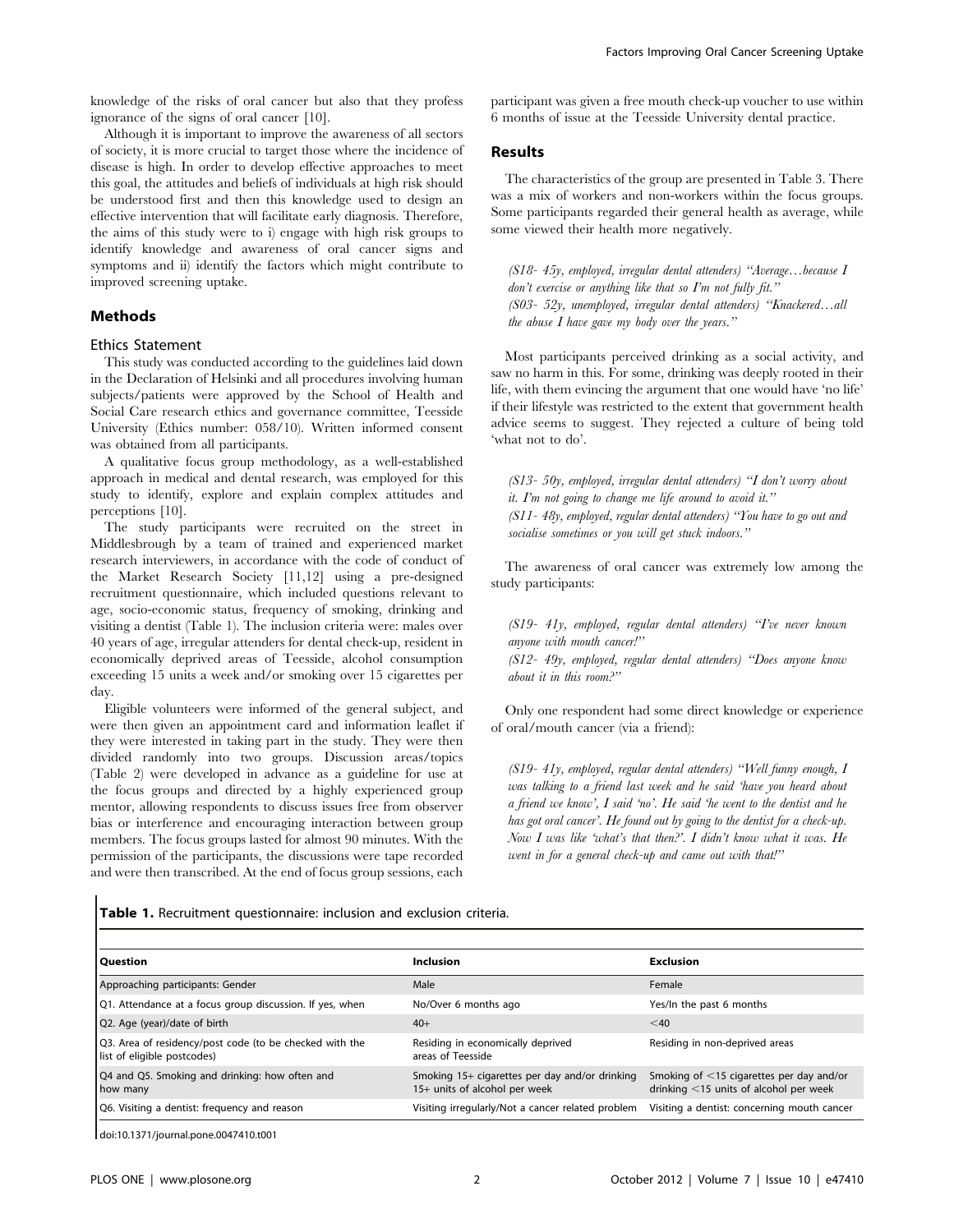knowledge of the risks of oral cancer but also that they profess ignorance of the signs of oral cancer [10].

Although it is important to improve the awareness of all sectors of society, it is more crucial to target those where the incidence of disease is high. In order to develop effective approaches to meet this goal, the attitudes and beliefs of individuals at high risk should be understood first and then this knowledge used to design an effective intervention that will facilitate early diagnosis. Therefore, the aims of this study were to i) engage with high risk groups to identify knowledge and awareness of oral cancer signs and symptoms and ii) identify the factors which might contribute to improved screening uptake.

## Methods

### Ethics Statement

This study was conducted according to the guidelines laid down in the Declaration of Helsinki and all procedures involving human subjects/patients were approved by the School of Health and Social Care research ethics and governance committee, Teesside University (Ethics number: 058/10). Written informed consent was obtained from all participants.

A qualitative focus group methodology, as a well-established approach in medical and dental research, was employed for this study to identify, explore and explain complex attitudes and perceptions [10].

The study participants were recruited on the street in Middlesbrough by a team of trained and experienced market research interviewers, in accordance with the code of conduct of the Market Research Society [11,12] using a pre-designed recruitment questionnaire, which included questions relevant to age, socio-economic status, frequency of smoking, drinking and visiting a dentist (Table 1). The inclusion criteria were: males over 40 years of age, irregular attenders for dental check-up, resident in economically deprived areas of Teesside, alcohol consumption exceeding 15 units a week and/or smoking over 15 cigarettes per day.

Eligible volunteers were informed of the general subject, and were then given an appointment card and information leaflet if they were interested in taking part in the study. They were then divided randomly into two groups. Discussion areas/topics (Table 2) were developed in advance as a guideline for use at the focus groups and directed by a highly experienced group mentor, allowing respondents to discuss issues free from observer bias or interference and encouraging interaction between group members. The focus groups lasted for almost 90 minutes. With the permission of the participants, the discussions were tape recorded and were then transcribed. At the end of focus group sessions, each participant was given a free mouth check-up voucher to use within 6 months of issue at the Teesside University dental practice.

## Results

The characteristics of the group are presented in Table 3. There was a mix of workers and non-workers within the focus groups. Some participants regarded their general health as average, while some viewed their health more negatively.

*(S18- 45y, employed, irregular dental attenders) "Average…because I don't exercise or anything like that so I'm not fully fit."*
*(S03- 52y, unemployed, irregular dental attenders) "Knackered…all the abuse I have gave my body over the years."*

Most participants perceived drinking as a social activity, and saw no harm in this. For some, drinking was deeply rooted in their life, with them evincing the argument that one would have 'no life' if their lifestyle was restricted to the extent that government health advice seems to suggest. They rejected a culture of being told 'what not to do'.

*(S13- 50y, employed, irregular dental attenders) "I don't worry about it. I'm not going to change me life around to avoid it."*
*(S11- 48y, employed, regular dental attenders) "You have to go out and socialise sometimes or you will get stuck indoors."*

The awareness of oral cancer was extremely low among the study participants:

*(S19- 41y, employed, regular dental attenders) "I've never known anyone with mouth cancer!"*
*(S12- 49y, employed, regular dental attenders) "Does anyone know about it in this room?"*

Only one respondent had some direct knowledge or experience of oral/mouth cancer (via a friend):

*(S19- 41y, employed, regular dental attenders) "Well funny enough, I was talking to a friend last week and he said 'have you heard about a friend we know', I said 'no'. He said 'he went to the dentist and he has got oral cancer'. He found out by going to the dentist for a check-up. Now I was like 'what's that then?'. I didn't know what it was. He went in for a general check-up and came out with that!"*

**Table 1.** Recruitment questionnaire: inclusion and exclusion criteria.

| Question | Inclusion | Exclusion |
|---|---|---|
| Approaching participants: Gender | Male | Female |
| Q1. Attendance at a focus group discussion. If yes, when | No/Over 6 months ago | Yes/In the past 6 months |
| Q2. Age (year)/date of birth | 40+ | <40 |
| Q3. Area of residency/post code (to be checked with the list of eligible postcodes) | Residing in economically deprived areas of Teesside | Residing in non-deprived areas |
| Q4 and Q5. Smoking and drinking: how often and how many | Smoking 15+ cigarettes per day and/or drinking 15+ units of alcohol per week | Smoking of <15 cigarettes per day and/or drinking <15 units of alcohol per week |
| Q6. Visiting a dentist: frequency and reason | Visiting irregularly/Not a cancer related problem | Visiting a dentist: concerning mouth cancer |

doi:10.1371/journal.pone.0047410.t001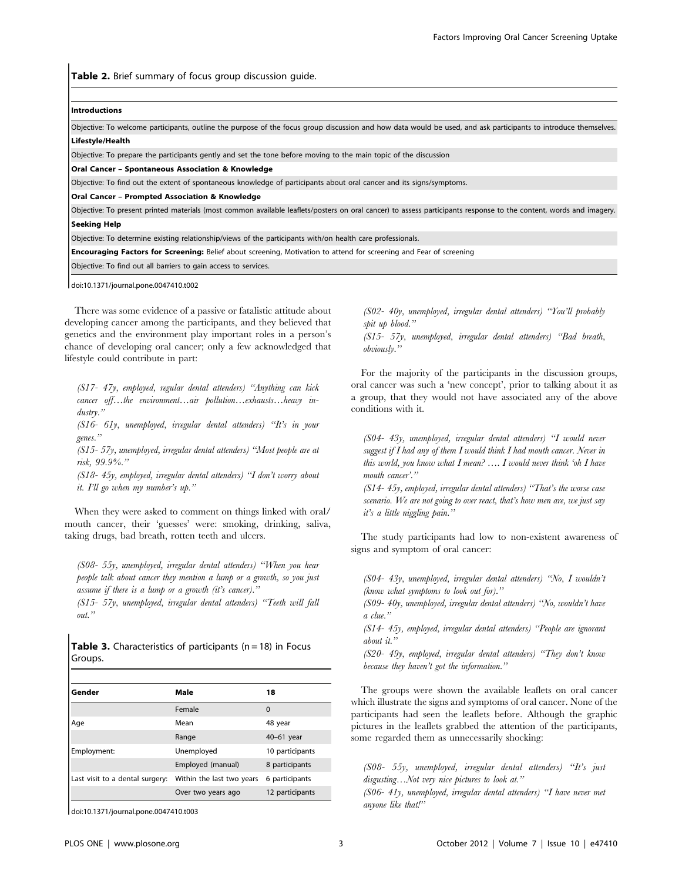**Table 2.** Brief summary of focus group discussion guide.

| |
|---|
| **Introductions** |
| Objective: To welcome participants, outline the purpose of the focus group discussion and how data would be used, and ask participants to introduce themselves. |
| **Lifestyle/Health** |
| Objective: To prepare the participants gently and set the tone before moving to the main topic of the discussion |
| **Oral Cancer – Spontaneous Association & Knowledge** |
| Objective: To find out the extent of spontaneous knowledge of participants about oral cancer and its signs/symptoms. |
| **Oral Cancer – Prompted Association & Knowledge** |
| Objective: To present printed materials (most common available leaflets/posters on oral cancer) to assess participants response to the content, words and imagery. |
| **Seeking Help** |
| Objective: To determine existing relationship/views of the participants with/on health care professionals. |
| **Encouraging Factors for Screening:** Belief about screening, Motivation to attend for screening and Fear of screening |
| Objective: To find out all barriers to gain access to services. |

doi:10.1371/journal.pone.0047410.t002

There was some evidence of a passive or fatalistic attitude about developing cancer among the participants, and they believed that genetics and the environment play important roles in a person's chance of developing oral cancer; only a few acknowledged that lifestyle could contribute in part:

*(S17- 47y, employed, regular dental attenders) "Anything can kick cancer off…the environment…air pollution…exhausts…heavy industry."*

*(S16- 61y, unemployed, irregular dental attenders) "It's in your genes."*

*(S15- 57y, unemployed, irregular dental attenders) "Most people are at risk, 99.9%."*

*(S18- 45y, employed, irregular dental attenders) "I don't worry about it. I'll go when my number's up."*

When they were asked to comment on things linked with oral/mouth cancer, their 'guesses' were: smoking, drinking, saliva, taking drugs, bad breath, rotten teeth and ulcers.

*(S08- 55y, unemployed, irregular dental attenders) "When you hear people talk about cancer they mention a lump or a growth, so you just assume if there is a lump or a growth (it's cancer)."*

*(S15- 57y, unemployed, irregular dental attenders) "Teeth will fall out."*

**Table 3.** Characteristics of participants (n = 18) in Focus Groups.

| Gender | Male | 18 |
|---|---|---|
| | Female | 0 |
| Age | Mean | 48 year |
| | Range | 40–61 year |
| Employment: | Unemployed | 10 participants |
| | Employed (manual) | 8 participants |
| Last visit to a dental surgery: | Within the last two years | 6 participants |
| | Over two years ago | 12 participants |

doi:10.1371/journal.pone.0047410.t003

*(S02- 40y, unemployed, irregular dental attenders) "You'll probably spit up blood."*

*(S15- 57y, unemployed, irregular dental attenders) "Bad breath, obviously."*

For the majority of the participants in the discussion groups, oral cancer was such a 'new concept', prior to talking about it as a group, that they would not have associated any of the above conditions with it.

*(S04- 43y, unemployed, irregular dental attenders) "I would never suggest if I had any of them I would think I had mouth cancer. Never in this world, you know what I mean? …. I would never think 'oh I have mouth cancer'."*

*(S14- 45y, employed, irregular dental attenders) "That's the worse case scenario. We are not going to over react, that's how men are, we just say it's a little niggling pain."*

The study participants had low to non-existent awareness of signs and symptom of oral cancer:

*(S04- 43y, unemployed, irregular dental attenders) "No, I wouldn't (know what symptoms to look out for)."*

*(S09- 40y, unemployed, irregular dental attenders) "No, wouldn't have a clue."*

*(S14- 45y, employed, irregular dental attenders) "People are ignorant about it."*

*(S20- 49y, employed, irregular dental attenders) "They don't know because they haven't got the information."*

The groups were shown the available leaflets on oral cancer which illustrate the signs and symptoms of oral cancer. None of the participants had seen the leaflets before. Although the graphic pictures in the leaflets grabbed the attention of the participants, some regarded them as unnecessarily shocking:

*(S08- 55y, unemployed, irregular dental attenders) "It's just disgusting…Not very nice pictures to look at."*

*(S06- 41y, unemployed, irregular dental attenders) "I have never met anyone like that!"*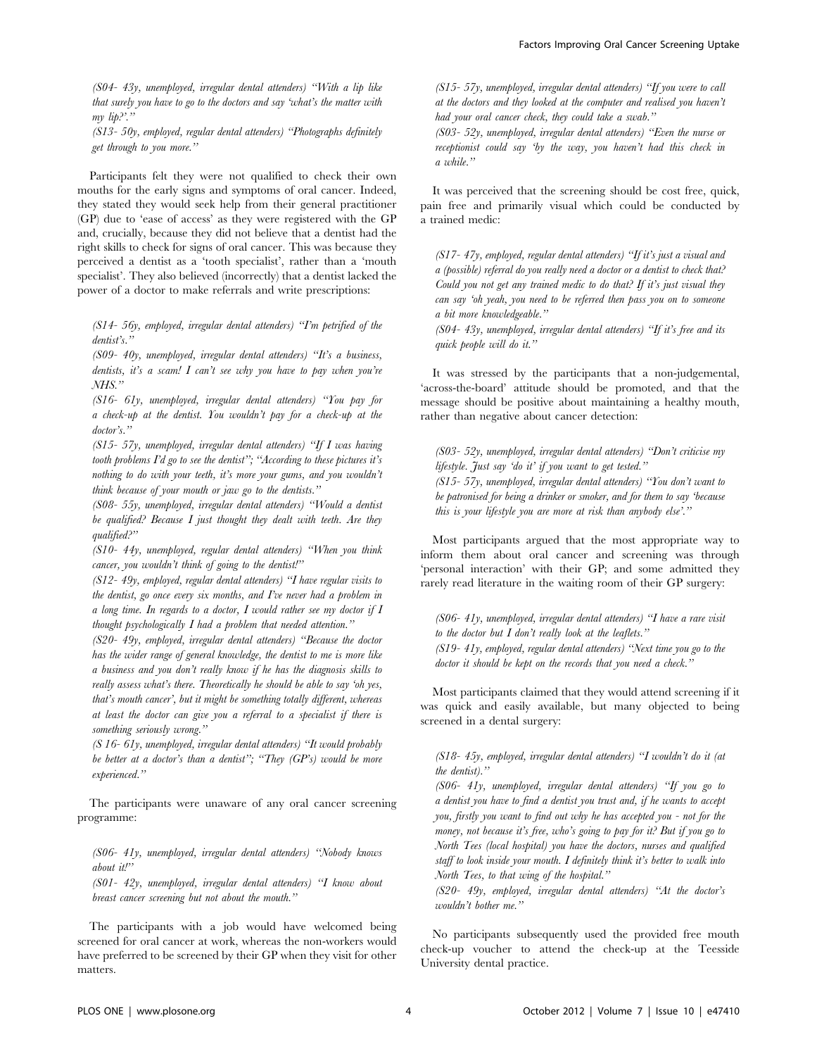*(S04- 43y, unemployed, irregular dental attenders) "With a lip like that surely you have to go to the doctors and say 'what's the matter with my lip?'."*

*(S13- 50y, employed, regular dental attenders) "Photographs definitely get through to you more."*

Participants felt they were not qualified to check their own mouths for the early signs and symptoms of oral cancer. Indeed, they stated they would seek help from their general practitioner (GP) due to 'ease of access' as they were registered with the GP and, crucially, because they did not believe that a dentist had the right skills to check for signs of oral cancer. This was because they perceived a dentist as a 'tooth specialist', rather than a 'mouth specialist'. They also believed (incorrectly) that a dentist lacked the power of a doctor to make referrals and write prescriptions:

*(S14- 56y, employed, irregular dental attenders) "I'm petrified of the dentist's."*

*(S09- 40y, unemployed, irregular dental attenders) "It's a business, dentists, it's a scam! I can't see why you have to pay when you're NHS."*

*(S16- 61y, unemployed, irregular dental attenders) "You pay for a check-up at the dentist. You wouldn't pay for a check-up at the doctor's."*

*(S15- 57y, unemployed, irregular dental attenders) "If I was having tooth problems I'd go to see the dentist"; "According to these pictures it's nothing to do with your teeth, it's more your gums, and you wouldn't think because of your mouth or jaw go to the dentists."*

*(S08- 55y, unemployed, irregular dental attenders) "Would a dentist be qualified? Because I just thought they dealt with teeth. Are they qualified?"*

*(S10- 44y, unemployed, regular dental attenders) "When you think cancer, you wouldn't think of going to the dentist!"*

*(S12- 49y, employed, regular dental attenders) "I have regular visits to the dentist, go once every six months, and I've never had a problem in a long time. In regards to a doctor, I would rather see my doctor if I thought psychologically I had a problem that needed attention."*

*(S20- 49y, employed, irregular dental attenders) "Because the doctor has the wider range of general knowledge, the dentist to me is more like a business and you don't really know if he has the diagnosis skills to really assess what's there. Theoretically he should be able to say 'oh yes, that's mouth cancer', but it might be something totally different, whereas at least the doctor can give you a referral to a specialist if there is something seriously wrong."*

*(S 16- 61y, unemployed, irregular dental attenders) "It would probably be better at a doctor's than a dentist"; "They (GP's) would be more experienced."*

The participants were unaware of any oral cancer screening programme:

*(S06- 41y, unemployed, irregular dental attenders) "Nobody knows about it!"*

*(S01- 42y, unemployed, irregular dental attenders) "I know about breast cancer screening but not about the mouth."*

The participants with a job would have welcomed being screened for oral cancer at work, whereas the non-workers would have preferred to be screened by their GP when they visit for other matters.

*(S15- 57y, unemployed, irregular dental attenders) "If you were to call at the doctors and they looked at the computer and realised you haven't had your oral cancer check, they could take a swab."*

*(S03- 52y, unemployed, irregular dental attenders) "Even the nurse or receptionist could say 'by the way, you haven't had this check in a while."*

It was perceived that the screening should be cost free, quick, pain free and primarily visual which could be conducted by a trained medic:

*(S17- 47y, employed, regular dental attenders) "If it's just a visual and a (possible) referral do you really need a doctor or a dentist to check that? Could you not get any trained medic to do that? If it's just visual they can say 'oh yeah, you need to be referred then pass you on to someone a bit more knowledgeable."*

*(S04- 43y, unemployed, irregular dental attenders) "If it's free and its quick people will do it."*

It was stressed by the participants that a non-judgemental, 'across-the-board' attitude should be promoted, and that the message should be positive about maintaining a healthy mouth, rather than negative about cancer detection:

*(S03- 52y, unemployed, irregular dental attenders) "Don't criticise my lifestyle. Just say 'do it' if you want to get tested."*

*(S15- 57y, unemployed, irregular dental attenders) "You don't want to be patronised for being a drinker or smoker, and for them to say 'because this is your lifestyle you are more at risk than anybody else'."*

Most participants argued that the most appropriate way to inform them about oral cancer and screening was through 'personal interaction' with their GP; and some admitted they rarely read literature in the waiting room of their GP surgery:

*(S06- 41y, unemployed, irregular dental attenders) "I have a rare visit to the doctor but I don't really look at the leaflets."*

*(S19- 41y, employed, regular dental attenders) "Next time you go to the doctor it should be kept on the records that you need a check."*

Most participants claimed that they would attend screening if it was quick and easily available, but many objected to being screened in a dental surgery:

*(S18- 45y, employed, irregular dental attenders) "I wouldn't do it (at the dentist)."*

*(S06- 41y, unemployed, irregular dental attenders) "If you go to a dentist you have to find a dentist you trust and, if he wants to accept you, firstly you want to find out why he has accepted you - not for the money, not because it's free, who's going to pay for it? But if you go to North Tees (local hospital) you have the doctors, nurses and qualified staff to look inside your mouth. I definitely think it's better to walk into North Tees, to that wing of the hospital."*

*(S20- 49y, employed, irregular dental attenders) "At the doctor's wouldn't bother me."*

No participants subsequently used the provided free mouth check-up voucher to attend the check-up at the Teesside University dental practice.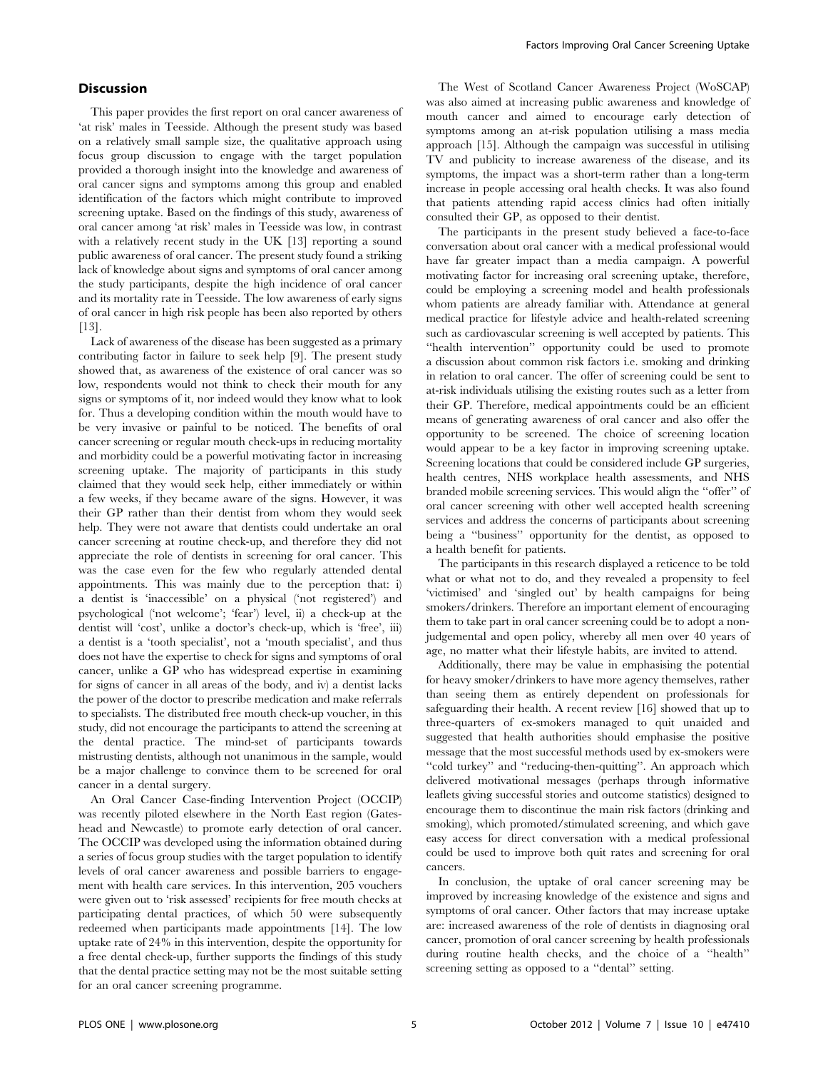## Discussion

This paper provides the first report on oral cancer awareness of 'at risk' males in Teesside. Although the present study was based on a relatively small sample size, the qualitative approach using focus group discussion to engage with the target population provided a thorough insight into the knowledge and awareness of oral cancer signs and symptoms among this group and enabled identification of the factors which might contribute to improved screening uptake. Based on the findings of this study, awareness of oral cancer among 'at risk' males in Teesside was low, in contrast with a relatively recent study in the UK [13] reporting a sound public awareness of oral cancer. The present study found a striking lack of knowledge about signs and symptoms of oral cancer among the study participants, despite the high incidence of oral cancer and its mortality rate in Teesside. The low awareness of early signs of oral cancer in high risk people has been also reported by others [13].

Lack of awareness of the disease has been suggested as a primary contributing factor in failure to seek help [9]. The present study showed that, as awareness of the existence of oral cancer was so low, respondents would not think to check their mouth for any signs or symptoms of it, nor indeed would they know what to look for. Thus a developing condition within the mouth would have to be very invasive or painful to be noticed. The benefits of oral cancer screening or regular mouth check-ups in reducing mortality and morbidity could be a powerful motivating factor in increasing screening uptake. The majority of participants in this study claimed that they would seek help, either immediately or within a few weeks, if they became aware of the signs. However, it was their GP rather than their dentist from whom they would seek help. They were not aware that dentists could undertake an oral cancer screening at routine check-up, and therefore they did not appreciate the role of dentists in screening for oral cancer. This was the case even for the few who regularly attended dental appointments. This was mainly due to the perception that: i) a dentist is 'inaccessible' on a physical ('not registered') and psychological ('not welcome'; 'fear') level, ii) a check-up at the dentist will 'cost', unlike a doctor's check-up, which is 'free', iii) a dentist is a 'tooth specialist', not a 'mouth specialist', and thus does not have the expertise to check for signs and symptoms of oral cancer, unlike a GP who has widespread expertise in examining for signs of cancer in all areas of the body, and iv) a dentist lacks the power of the doctor to prescribe medication and make referrals to specialists. The distributed free mouth check-up voucher, in this study, did not encourage the participants to attend the screening at the dental practice. The mind-set of participants towards mistrusting dentists, although not unanimous in the sample, would be a major challenge to convince them to be screened for oral cancer in a dental surgery.

An Oral Cancer Case-finding Intervention Project (OCCIP) was recently piloted elsewhere in the North East region (Gateshead and Newcastle) to promote early detection of oral cancer. The OCCIP was developed using the information obtained during a series of focus group studies with the target population to identify levels of oral cancer awareness and possible barriers to engagement with health care services. In this intervention, 205 vouchers were given out to 'risk assessed' recipients for free mouth checks at participating dental practices, of which 50 were subsequently redeemed when participants made appointments [14]. The low uptake rate of 24% in this intervention, despite the opportunity for a free dental check-up, further supports the findings of this study that the dental practice setting may not be the most suitable setting for an oral cancer screening programme.

The West of Scotland Cancer Awareness Project (WoSCAP) was also aimed at increasing public awareness and knowledge of mouth cancer and aimed to encourage early detection of symptoms among an at-risk population utilising a mass media approach [15]. Although the campaign was successful in utilising TV and publicity to increase awareness of the disease, and its symptoms, the impact was a short-term rather than a long-term increase in people accessing oral health checks. It was also found that patients attending rapid access clinics had often initially consulted their GP, as opposed to their dentist.

The participants in the present study believed a face-to-face conversation about oral cancer with a medical professional would have far greater impact than a media campaign. A powerful motivating factor for increasing oral screening uptake, therefore, could be employing a screening model and health professionals whom patients are already familiar with. Attendance at general medical practice for lifestyle advice and health-related screening such as cardiovascular screening is well accepted by patients. This "health intervention" opportunity could be used to promote a discussion about common risk factors i.e. smoking and drinking in relation to oral cancer. The offer of screening could be sent to at-risk individuals utilising the existing routes such as a letter from their GP. Therefore, medical appointments could be an efficient means of generating awareness of oral cancer and also offer the opportunity to be screened. The choice of screening location would appear to be a key factor in improving screening uptake. Screening locations that could be considered include GP surgeries, health centres, NHS workplace health assessments, and NHS branded mobile screening services. This would align the "offer" of oral cancer screening with other well accepted health screening services and address the concerns of participants about screening being a "business" opportunity for the dentist, as opposed to a health benefit for patients.

The participants in this research displayed a reticence to be told what or what not to do, and they revealed a propensity to feel 'victimised' and 'singled out' by health campaigns for being smokers/drinkers. Therefore an important element of encouraging them to take part in oral cancer screening could be to adopt a non-judgemental and open policy, whereby all men over 40 years of age, no matter what their lifestyle habits, are invited to attend.

Additionally, there may be value in emphasising the potential for heavy smoker/drinkers to have more agency themselves, rather than seeing them as entirely dependent on professionals for safeguarding their health. A recent review [16] showed that up to three-quarters of ex-smokers managed to quit unaided and suggested that health authorities should emphasise the positive message that the most successful methods used by ex-smokers were "cold turkey" and "reducing-then-quitting". An approach which delivered motivational messages (perhaps through informative leaflets giving successful stories and outcome statistics) designed to encourage them to discontinue the main risk factors (drinking and smoking), which promoted/stimulated screening, and which gave easy access for direct conversation with a medical professional could be used to improve both quit rates and screening for oral cancers.

In conclusion, the uptake of oral cancer screening may be improved by increasing knowledge of the existence and signs and symptoms of oral cancer. Other factors that may increase uptake are: increased awareness of the role of dentists in diagnosing oral cancer, promotion of oral cancer screening by health professionals during routine health checks, and the choice of a "health" screening setting as opposed to a "dental" setting.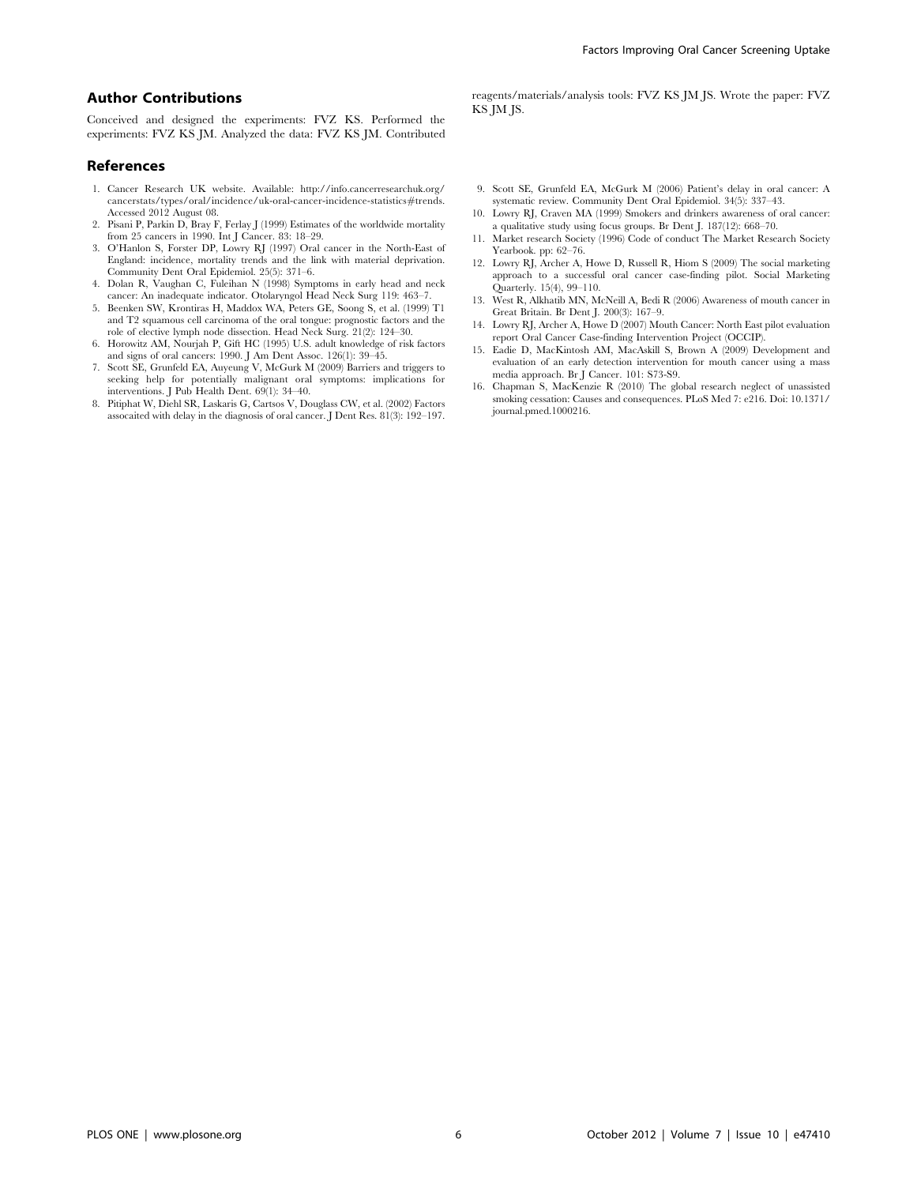## Author Contributions

Conceived and designed the experiments: FVZ KS. Performed the experiments: FVZ KS JM. Analyzed the data: FVZ KS JM. Contributed reagents/materials/analysis tools: FVZ KS JM JS. Wrote the paper: FVZ KS JM JS.

## References

1. Cancer Research UK website. Available: http://info.cancerresearchuk.org/cancerstats/types/oral/incidence/uk-oral-cancer-incidence-statistics#trends. Accessed 2012 August 08.
2. Pisani P, Parkin D, Bray F, Ferlay J (1999) Estimates of the worldwide mortality from 25 cancers in 1990. Int J Cancer. 83: 18–29.
3. O'Hanlon S, Forster DP, Lowry RJ (1997) Oral cancer in the North-East of England: incidence, mortality trends and the link with material deprivation. Community Dent Oral Epidemiol. 25(5): 371–6.
4. Dolan R, Vaughan C, Fuleihan N (1998) Symptoms in early head and neck cancer: An inadequate indicator. Otolaryngol Head Neck Surg 119: 463–7.
5. Beenken SW, Krontiras H, Maddox WA, Peters GE, Soong S, et al. (1999) T1 and T2 squamous cell carcinoma of the oral tongue: prognostic factors and the role of elective lymph node dissection. Head Neck Surg. 21(2): 124–30.
6. Horowitz AM, Nourjah P, Gift HC (1995) U.S. adult knowledge of risk factors and signs of oral cancers: 1990. J Am Dent Assoc. 126(1): 39–45.
7. Scott SE, Grunfeld EA, Auyeung V, McGurk M (2009) Barriers and triggers to seeking help for potentially malignant oral symptoms: implications for interventions. J Pub Health Dent. 69(1): 34–40.
8. Pitiphat W, Diehl SR, Laskaris G, Cartsos V, Douglass CW, et al. (2002) Factors assocaited with delay in the diagnosis of oral cancer. J Dent Res. 81(3): 192–197.
9. Scott SE, Grunfeld EA, McGurk M (2006) Patient's delay in oral cancer: A systematic review. Community Dent Oral Epidemiol. 34(5): 337–43.
10. Lowry RJ, Craven MA (1999) Smokers and drinkers awareness of oral cancer: a qualitative study using focus groups. Br Dent J. 187(12): 668–70.
11. Market research Society (1996) Code of conduct The Market Research Society Yearbook. pp: 62–76.
12. Lowry RJ, Archer A, Howe D, Russell R, Hiom S (2009) The social marketing approach to a successful oral cancer case-finding pilot. Social Marketing Quarterly. 15(4), 99–110.
13. West R, Alkhatib MN, McNeill A, Bedi R (2006) Awareness of mouth cancer in Great Britain. Br Dent J. 200(3): 167–9.
14. Lowry RJ, Archer A, Howe D (2007) Mouth Cancer: North East pilot evaluation report Oral Cancer Case-finding Intervention Project (OCCIP).
15. Eadie D, MacKintosh AM, MacAskill S, Brown A (2009) Development and evaluation of an early detection intervention for mouth cancer using a mass media approach. Br J Cancer. 101: S73-S9.
16. Chapman S, MacKenzie R (2010) The global research neglect of unassisted smoking cessation: Causes and consequences. PLoS Med 7: e216. Doi: 10.1371/journal.pmed.1000216.